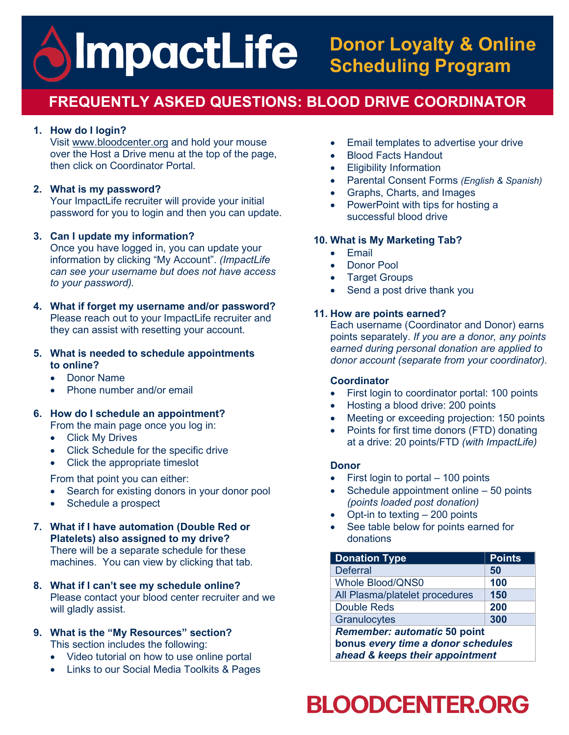# ImpactLife

## Donor Loyalty & Online Scheduling Program

## FREQUENTLY ASKED QUESTIONS: BLOOD DRIVE COORDINATOR

1. **How do I login?**
   Visit www.bloodcenter.org and hold your mouse over the Host a Drive menu at the top of the page, then click on Coordinator Portal.

2. **What is my password?**
   Your ImpactLife recruiter will provide your initial password for you to login and then you can update.

3. **Can I update my information?**
   Once you have logged in, you can update your information by clicking "My Account". *(ImpactLife can see your username but does not have access to your password).*

4. **What if forget my username and/or password?**
   Please reach out to your ImpactLife recruiter and they can assist with resetting your account.

5. **What is needed to schedule appointments to online?**
   - Donor Name
   - Phone number and/or email

6. **How do I schedule an appointment?**
   From the main page once you log in:
   - Click My Drives
   - Click Schedule for the specific drive
   - Click the appropriate timeslot

   From that point you can either:
   - Search for existing donors in your donor pool
   - Schedule a prospect

7. **What if I have automation (Double Red or Platelets) also assigned to my drive?**
   There will be a separate schedule for these machines. You can view by clicking that tab.

8. **What if I can't see my schedule online?**
   Please contact your blood center recruiter and we will gladly assist.

9. **What is the "My Resources" section?**
   This section includes the following:
   - Video tutorial on how to use online portal
   - Links to our Social Media Toolkits & Pages
   - Email templates to advertise your drive
   - Blood Facts Handout
   - Eligibility Information
   - Parental Consent Forms *(English & Spanish)*
   - Graphs, Charts, and Images
   - PowerPoint with tips for hosting a successful blood drive

10. **What is My Marketing Tab?**
    - Email
    - Donor Pool
    - Target Groups
    - Send a post drive thank you

11. **How are points earned?**
    Each username (Coordinator and Donor) earns points separately. *If you are a donor, any points earned during personal donation are applied to donor account (separate from your coordinator).*

    **Coordinator**
    - First login to coordinator portal: 100 points
    - Hosting a blood drive: 200 points
    - Meeting or exceeding projection: 150 points
    - Points for first time donors (FTD) donating at a drive: 20 points/FTD *(with ImpactLife)*

    **Donor**
    - First login to portal – 100 points
    - Schedule appointment online – 50 points *(points loaded post donation)*
    - Opt-in to texting – 200 points
    - See table below for points earned for donations

| Donation Type | Points |
|---|---|
| Deferral | **50** |
| Whole Blood/QNS0 | **100** |
| All Plasma/platelet procedures | **150** |
| Double Reds | **200** |
| Granulocytes | **300** |
| ***Remember: automatic* 50 point bonus *every time a donor schedules ahead & keeps their appointment*** | |

**BLOODCENTER.ORG**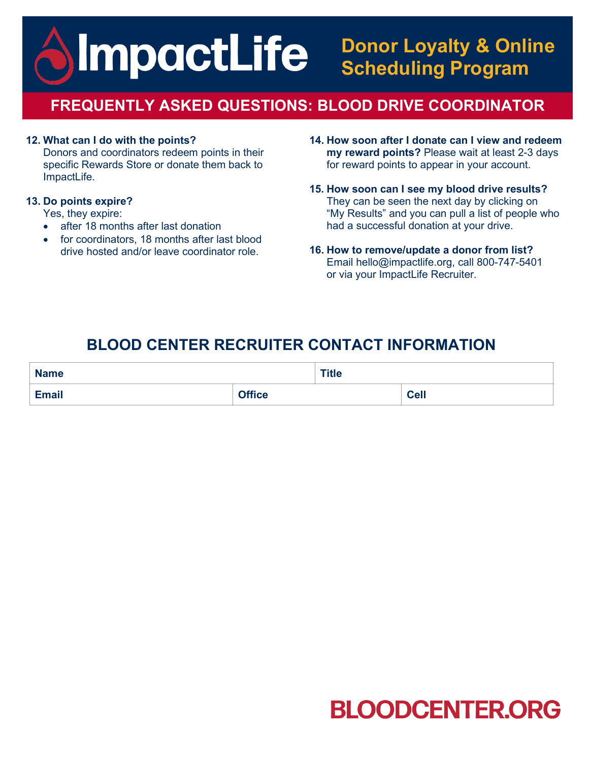# ImpactLife Donor Loyalty & Online Scheduling Program

## FREQUENTLY ASKED QUESTIONS: BLOOD DRIVE COORDINATOR

**12. What can I do with the points?**
Donors and coordinators redeem points in their specific Rewards Store or donate them back to ImpactLife.

**13. Do points expire?**
Yes, they expire:

- after 18 months after last donation
- for coordinators, 18 months after last blood drive hosted and/or leave coordinator role.

**14. How soon after I donate can I view and redeem my reward points?** Please wait at least 2-3 days for reward points to appear in your account.

**15. How soon can I see my blood drive results?**
They can be seen the next day by clicking on "My Results" and you can pull a list of people who had a successful donation at your drive.

**16. How to remove/update a donor from list?**
Email hello@impactlife.org, call 800-747-5401 or via your ImpactLife Recruiter.

## BLOOD CENTER RECRUITER CONTACT INFORMATION

| | | |
|---|---|---|
| **Name** | | **Title** |
| **Email** | **Office** | **Cell** |

BLOODCENTER.ORG